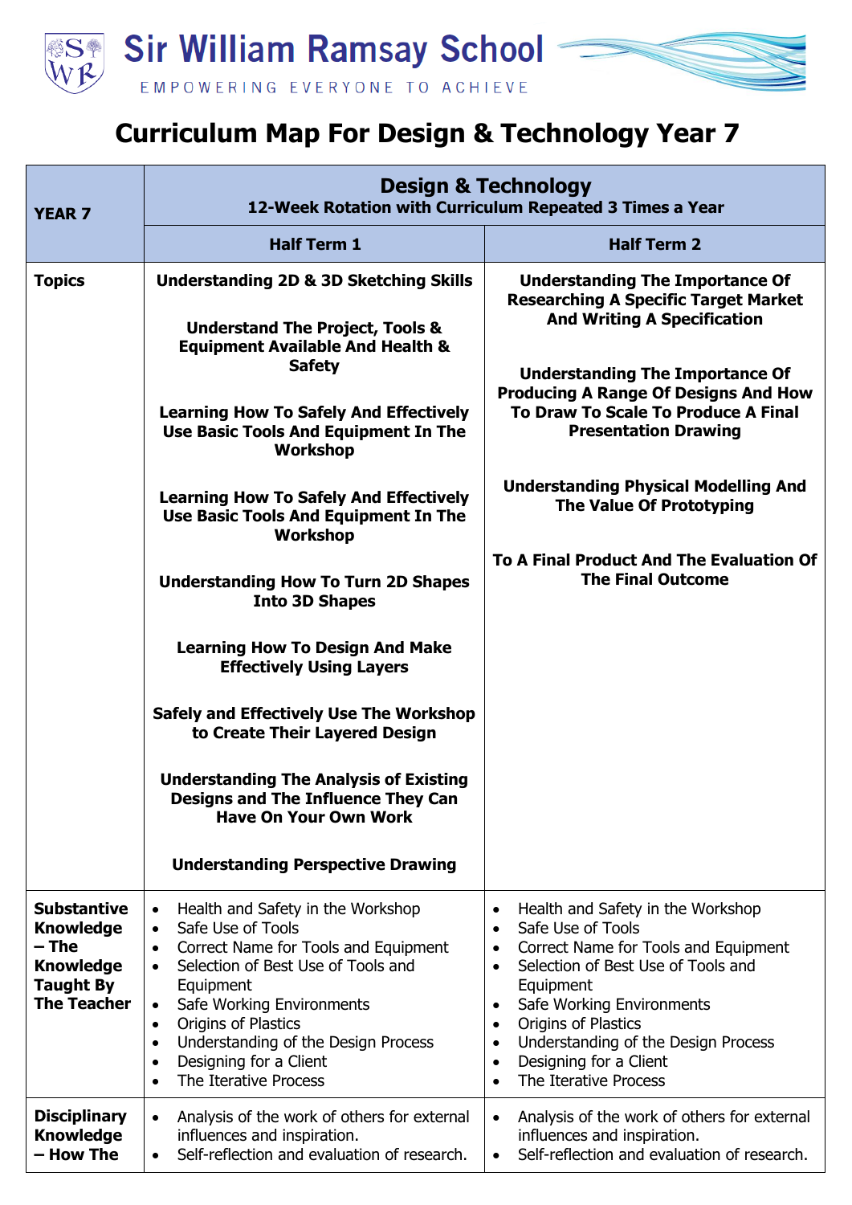# Sir William Ramsay School

EMPOWERING EVERYONE TO ACHIEVE

# Curriculum Map For Design & Technology Year 7

| YEAR 7 | **Design & Technology**<br>**12-Week Rotation with Curriculum Repeated 3 Times a Year** | |
|---|---|---|
| | **Half Term 1** | **Half Term 2** |
| **Topics** | **Understanding 2D & 3D Sketching Skills**<br><br>**Understand The Project, Tools & Equipment Available And Health & Safety**<br><br>**Learning How To Safely And Effectively Use Basic Tools And Equipment In The Workshop**<br><br>**Learning How To Safely And Effectively Use Basic Tools And Equipment In The Workshop**<br><br>**Understanding How To Turn 2D Shapes Into 3D Shapes**<br><br>**Learning How To Design And Make Effectively Using Layers**<br><br>**Safely and Effectively Use The Workshop to Create Their Layered Design**<br><br>**Understanding The Analysis of Existing Designs and The Influence They Can Have On Your Own Work**<br><br>**Understanding Perspective Drawing** | **Understanding The Importance Of Researching A Specific Target Market And Writing A Specification**<br><br>**Understanding The Importance Of Producing A Range Of Designs And How To Draw To Scale To Produce A Final Presentation Drawing**<br><br>**Understanding Physical Modelling And The Value Of Prototyping**<br><br>**To A Final Product And The Evaluation Of The Final Outcome** |
| **Substantive Knowledge – The Knowledge Taught By The Teacher** | • Health and Safety in the Workshop<br>• Safe Use of Tools<br>• Correct Name for Tools and Equipment<br>• Selection of Best Use of Tools and Equipment<br>• Safe Working Environments<br>• Origins of Plastics<br>• Understanding of the Design Process<br>• Designing for a Client<br>• The Iterative Process | • Health and Safety in the Workshop<br>• Safe Use of Tools<br>• Correct Name for Tools and Equipment<br>• Selection of Best Use of Tools and Equipment<br>• Safe Working Environments<br>• Origins of Plastics<br>• Understanding of the Design Process<br>• Designing for a Client<br>• The Iterative Process |
| **Disciplinary Knowledge – How The** | • Analysis of the work of others for external influences and inspiration.<br>• Self-reflection and evaluation of research. | • Analysis of the work of others for external influences and inspiration.<br>• Self-reflection and evaluation of research. |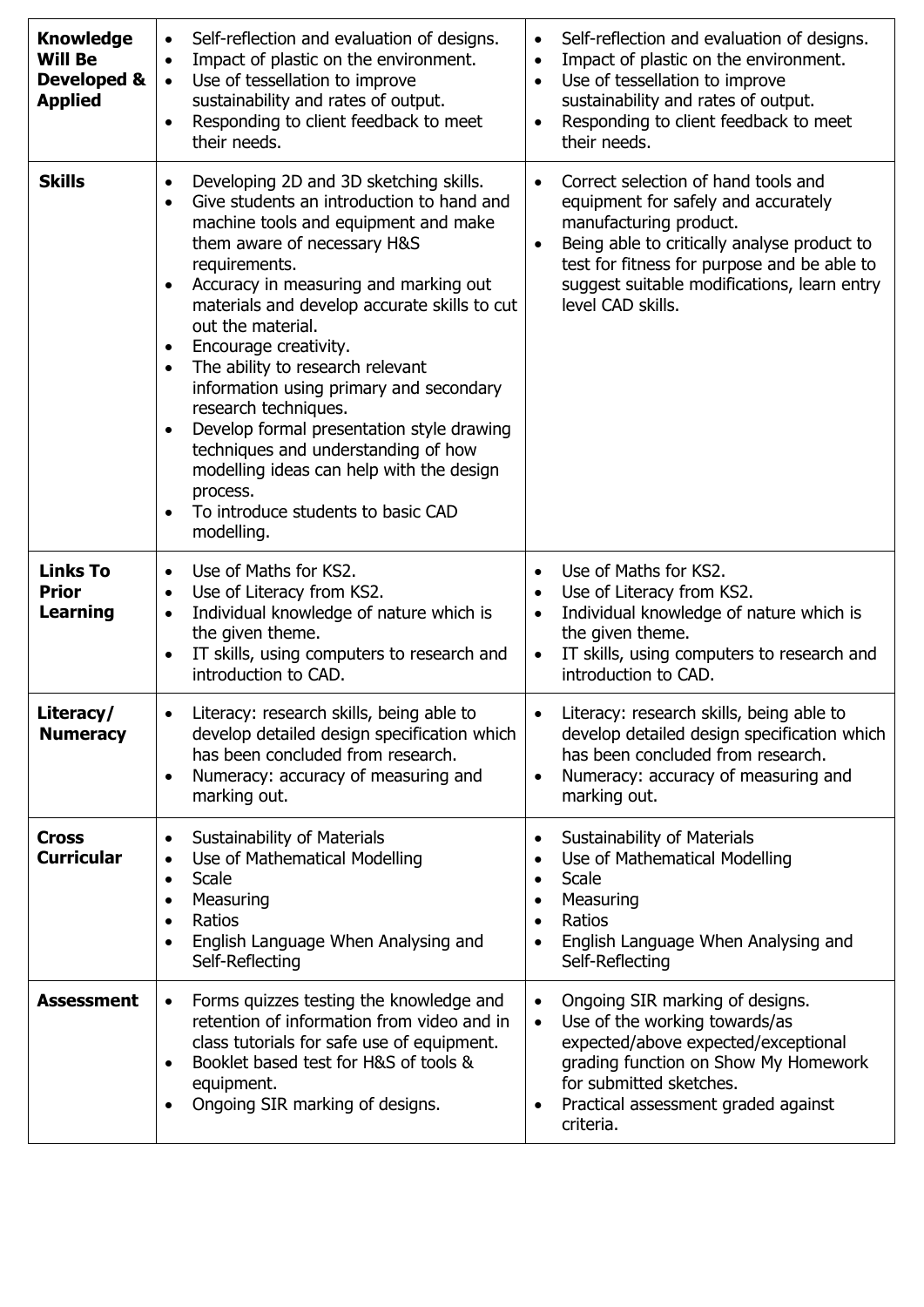| | | |
|---|---|---|
| **Knowledge Will Be Developed & Applied** | • Self-reflection and evaluation of designs.<br>• Impact of plastic on the environment.<br>• Use of tessellation to improve sustainability and rates of output.<br>• Responding to client feedback to meet their needs. | • Self-reflection and evaluation of designs.<br>• Impact of plastic on the environment.<br>• Use of tessellation to improve sustainability and rates of output.<br>• Responding to client feedback to meet their needs. |
| **Skills** | • Developing 2D and 3D sketching skills.<br>• Give students an introduction to hand and machine tools and equipment and make them aware of necessary H&S requirements.<br>• Accuracy in measuring and marking out materials and develop accurate skills to cut out the material.<br>• Encourage creativity.<br>• The ability to research relevant information using primary and secondary research techniques.<br>• Develop formal presentation style drawing techniques and understanding of how modelling ideas can help with the design process.<br>• To introduce students to basic CAD modelling. | • Correct selection of hand tools and equipment for safely and accurately manufacturing product.<br>• Being able to critically analyse product to test for fitness for purpose and be able to suggest suitable modifications, learn entry level CAD skills. |
| **Links To Prior Learning** | • Use of Maths for KS2.<br>• Use of Literacy from KS2.<br>• Individual knowledge of nature which is the given theme.<br>• IT skills, using computers to research and introduction to CAD. | • Use of Maths for KS2.<br>• Use of Literacy from KS2.<br>• Individual knowledge of nature which is the given theme.<br>• IT skills, using computers to research and introduction to CAD. |
| **Literacy/ Numeracy** | • Literacy: research skills, being able to develop detailed design specification which has been concluded from research.<br>• Numeracy: accuracy of measuring and marking out. | • Literacy: research skills, being able to develop detailed design specification which has been concluded from research.<br>• Numeracy: accuracy of measuring and marking out. |
| **Cross Curricular** | • Sustainability of Materials<br>• Use of Mathematical Modelling<br>• Scale<br>• Measuring<br>• Ratios<br>• English Language When Analysing and Self-Reflecting | • Sustainability of Materials<br>• Use of Mathematical Modelling<br>• Scale<br>• Measuring<br>• Ratios<br>• English Language When Analysing and Self-Reflecting |
| **Assessment** | • Forms quizzes testing the knowledge and retention of information from video and in class tutorials for safe use of equipment.<br>• Booklet based test for H&S of tools & equipment.<br>• Ongoing SIR marking of designs. | • Ongoing SIR marking of designs.<br>• Use of the working towards/as expected/above expected/exceptional grading function on Show My Homework for submitted sketches.<br>• Practical assessment graded against criteria. |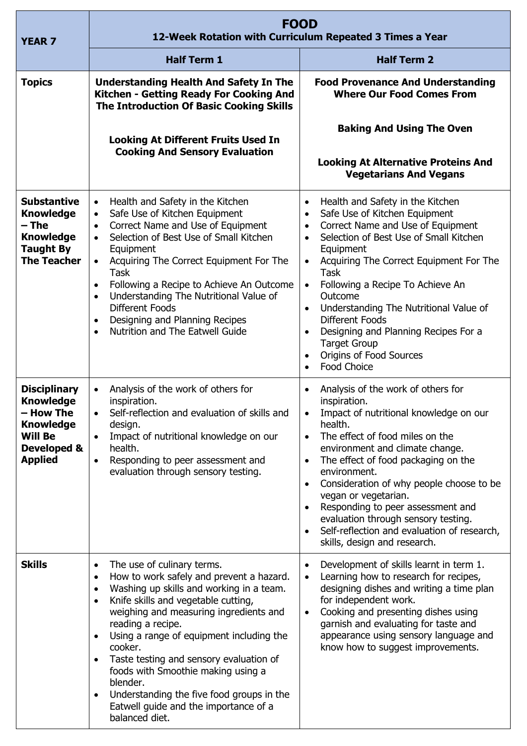| YEAR 7 | FOOD<br>12-Week Rotation with Curriculum Repeated 3 Times a Year | |
|---|---|---|
| | **Half Term 1** | **Half Term 2** |
| **Topics** | **Understanding Health And Safety In The Kitchen - Getting Ready For Cooking And The Introduction Of Basic Cooking Skills**<br><br>**Looking At Different Fruits Used In Cooking And Sensory Evaluation** | **Food Provenance And Understanding Where Our Food Comes From**<br><br>**Baking And Using The Oven**<br><br>**Looking At Alternative Proteins And Vegetarians And Vegans** |
| **Substantive Knowledge – The Knowledge Taught By The Teacher** | • Health and Safety in the Kitchen<br>• Safe Use of Kitchen Equipment<br>• Correct Name and Use of Equipment<br>• Selection of Best Use of Small Kitchen Equipment<br>• Acquiring The Correct Equipment For The Task<br>• Following a Recipe to Achieve An Outcome<br>• Understanding The Nutritional Value of Different Foods<br>• Designing and Planning Recipes<br>• Nutrition and The Eatwell Guide | • Health and Safety in the Kitchen<br>• Safe Use of Kitchen Equipment<br>• Correct Name and Use of Equipment<br>• Selection of Best Use of Small Kitchen Equipment<br>• Acquiring The Correct Equipment For The Task<br>• Following a Recipe To Achieve An Outcome<br>• Understanding The Nutritional Value of Different Foods<br>• Designing and Planning Recipes For a Target Group<br>• Origins of Food Sources<br>• Food Choice |
| **Disciplinary Knowledge – How The Knowledge Will Be Developed & Applied** | • Analysis of the work of others for inspiration.<br>• Self-reflection and evaluation of skills and design.<br>• Impact of nutritional knowledge on our health.<br>• Responding to peer assessment and evaluation through sensory testing. | • Analysis of the work of others for inspiration.<br>• Impact of nutritional knowledge on our health.<br>• The effect of food miles on the environment and climate change.<br>• The effect of food packaging on the environment.<br>• Consideration of why people choose to be vegan or vegetarian.<br>• Responding to peer assessment and evaluation through sensory testing.<br>• Self-reflection and evaluation of research, skills, design and research. |
| **Skills** | • The use of culinary terms.<br>• How to work safely and prevent a hazard.<br>• Washing up skills and working in a team.<br>• Knife skills and vegetable cutting, weighing and measuring ingredients and reading a recipe.<br>• Using a range of equipment including the cooker.<br>• Taste testing and sensory evaluation of foods with Smoothie making using a blender.<br>• Understanding the five food groups in the Eatwell guide and the importance of a balanced diet. | • Development of skills learnt in term 1.<br>• Learning how to research for recipes, designing dishes and writing a time plan for independent work.<br>• Cooking and presenting dishes using garnish and evaluating for taste and appearance using sensory language and know how to suggest improvements. |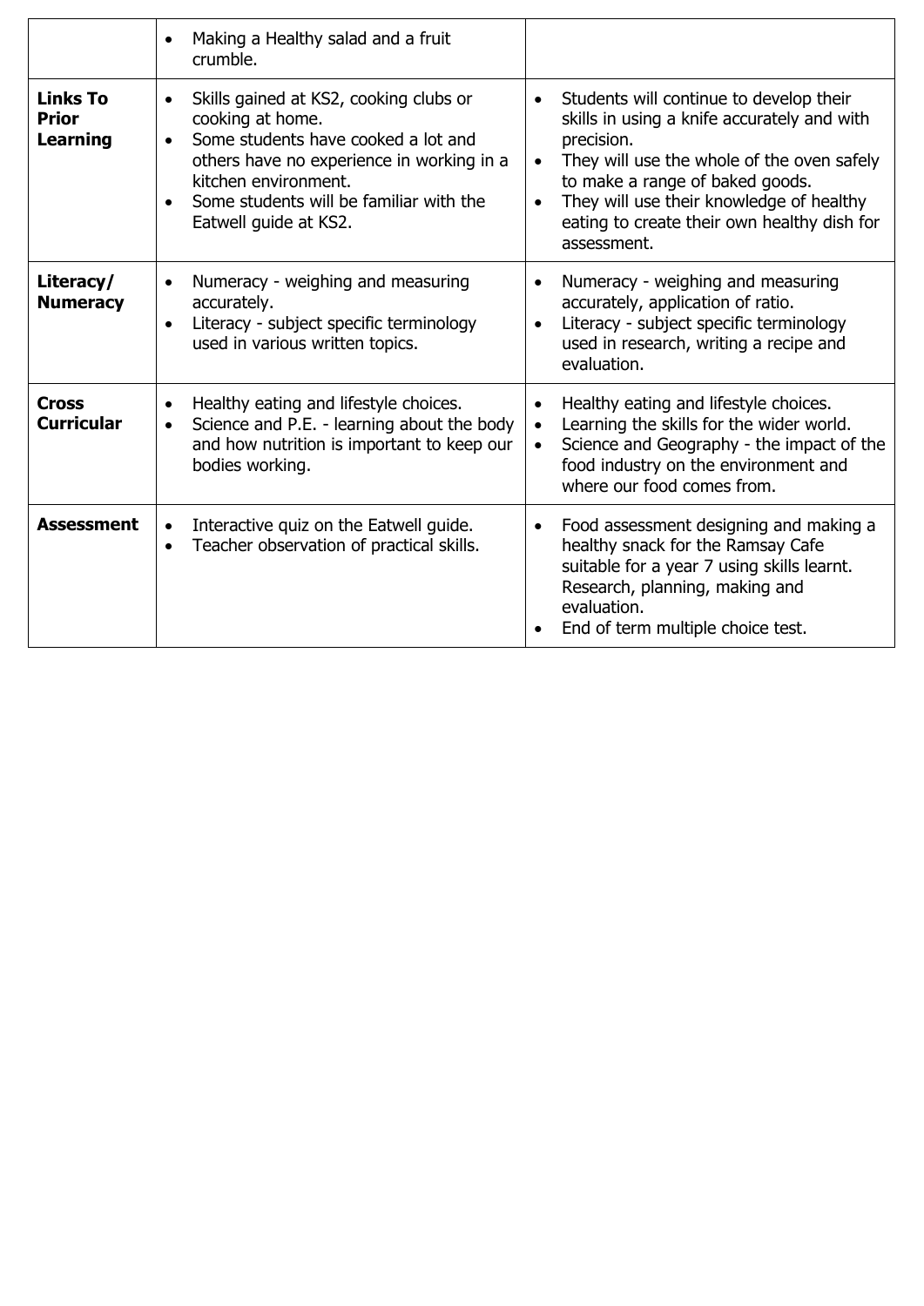| | | |
|---|---|---|
| | • Making a Healthy salad and a fruit crumble. | |
| **Links To Prior Learning** | • Skills gained at KS2, cooking clubs or cooking at home.<br>• Some students have cooked a lot and others have no experience in working in a kitchen environment.<br>• Some students will be familiar with the Eatwell guide at KS2. | • Students will continue to develop their skills in using a knife accurately and with precision.<br>• They will use the whole of the oven safely to make a range of baked goods.<br>• They will use their knowledge of healthy eating to create their own healthy dish for assessment. |
| **Literacy/ Numeracy** | • Numeracy - weighing and measuring accurately.<br>• Literacy - subject specific terminology used in various written topics. | • Numeracy - weighing and measuring accurately, application of ratio.<br>• Literacy - subject specific terminology used in research, writing a recipe and evaluation. |
| **Cross Curricular** | • Healthy eating and lifestyle choices.<br>• Science and P.E. - learning about the body and how nutrition is important to keep our bodies working. | • Healthy eating and lifestyle choices.<br>• Learning the skills for the wider world.<br>• Science and Geography - the impact of the food industry on the environment and where our food comes from. |
| **Assessment** | • Interactive quiz on the Eatwell guide.<br>• Teacher observation of practical skills. | • Food assessment designing and making a healthy snack for the Ramsay Cafe suitable for a year 7 using skills learnt. Research, planning, making and evaluation.<br>• End of term multiple choice test. |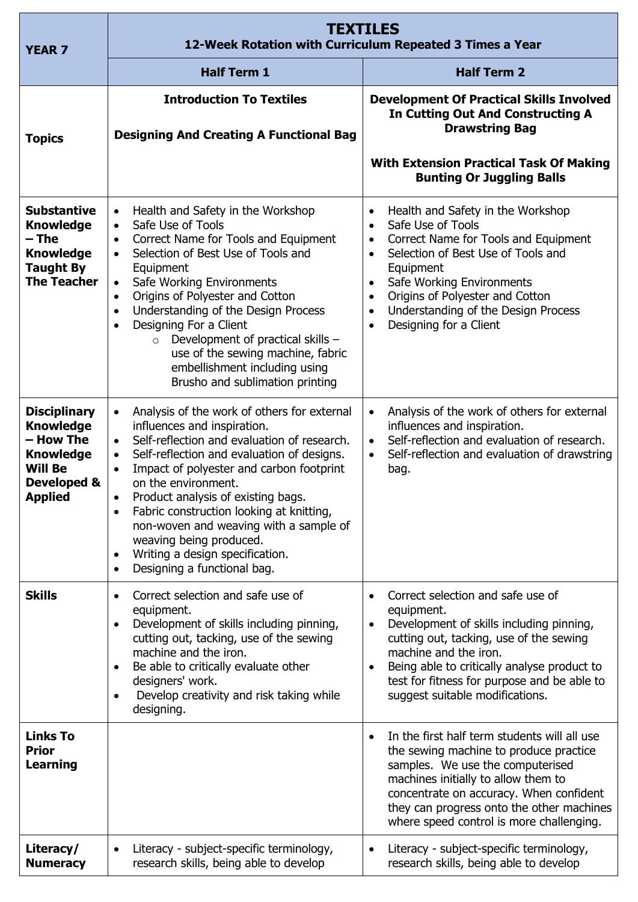| YEAR 7 | TEXTILES<br>12-Week Rotation with Curriculum Repeated 3 Times a Year | |
|---|---|---|
| | **Half Term 1** | **Half Term 2** |
| **Topics** | **Introduction To Textiles**<br><br>**Designing And Creating A Functional Bag** | **Development Of Practical Skills Involved In Cutting Out And Constructing A Drawstring Bag**<br><br>**With Extension Practical Task Of Making Bunting Or Juggling Balls** |
| **Substantive Knowledge – The Knowledge Taught By The Teacher** | • Health and Safety in the Workshop<br>• Safe Use of Tools<br>• Correct Name for Tools and Equipment<br>• Selection of Best Use of Tools and Equipment<br>• Safe Working Environments<br>• Origins of Polyester and Cotton<br>• Understanding of the Design Process<br>• Designing For a Client<br>  ○ Development of practical skills – use of the sewing machine, fabric embellishment including using Brusho and sublimation printing | • Health and Safety in the Workshop<br>• Safe Use of Tools<br>• Correct Name for Tools and Equipment<br>• Selection of Best Use of Tools and Equipment<br>• Safe Working Environments<br>• Origins of Polyester and Cotton<br>• Understanding of the Design Process<br>• Designing for a Client |
| **Disciplinary Knowledge – How The Knowledge Will Be Developed & Applied** | • Analysis of the work of others for external influences and inspiration.<br>• Self-reflection and evaluation of research.<br>• Self-reflection and evaluation of designs.<br>• Impact of polyester and carbon footprint on the environment.<br>• Product analysis of existing bags.<br>• Fabric construction looking at knitting, non-woven and weaving with a sample of weaving being produced.<br>• Writing a design specification.<br>• Designing a functional bag. | • Analysis of the work of others for external influences and inspiration.<br>• Self-reflection and evaluation of research.<br>• Self-reflection and evaluation of drawstring bag. |
| **Skills** | • Correct selection and safe use of equipment.<br>• Development of skills including pinning, cutting out, tacking, use of the sewing machine and the iron.<br>• Be able to critically evaluate other designers' work.<br>• Develop creativity and risk taking while designing. | • Correct selection and safe use of equipment.<br>• Development of skills including pinning, cutting out, tacking, use of the sewing machine and the iron.<br>• Being able to critically analyse product to test for fitness for purpose and be able to suggest suitable modifications. |
| **Links To Prior Learning** | | • In the first half term students will all use the sewing machine to produce practice samples. We use the computerised machines initially to allow them to concentrate on accuracy. When confident they can progress onto the other machines where speed control is more challenging. |
| **Literacy/ Numeracy** | • Literacy - subject-specific terminology, research skills, being able to develop | • Literacy - subject-specific terminology, research skills, being able to develop |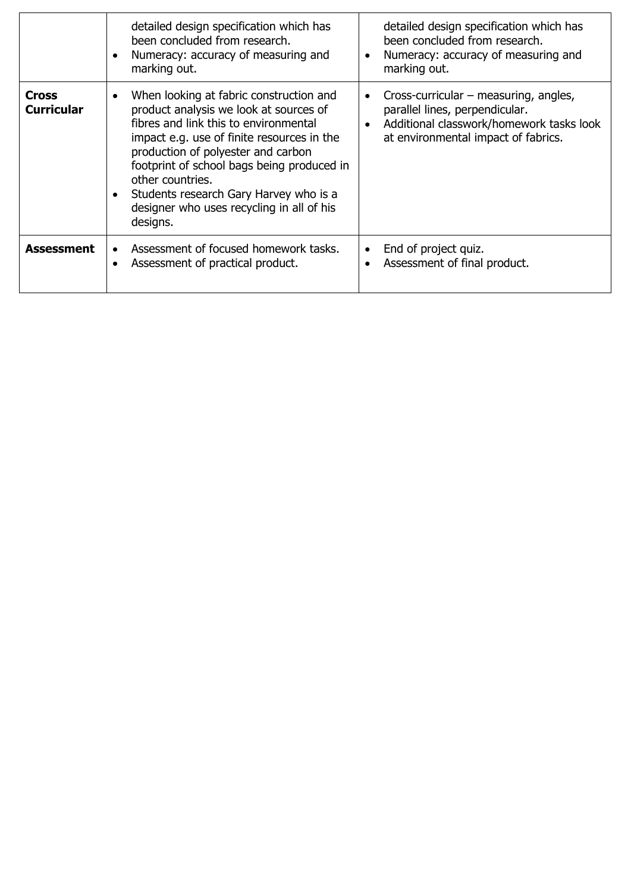| | | |
|---|---|---|
| | detailed design specification which has been concluded from research.<br>• Numeracy: accuracy of measuring and marking out. | detailed design specification which has been concluded from research.<br>• Numeracy: accuracy of measuring and marking out. |
| **Cross Curricular** | • When looking at fabric construction and product analysis we look at sources of fibres and link this to environmental impact e.g. use of finite resources in the production of polyester and carbon footprint of school bags being produced in other countries.<br>• Students research Gary Harvey who is a designer who uses recycling in all of his designs. | • Cross-curricular – measuring, angles, parallel lines, perpendicular.<br>• Additional classwork/homework tasks look at environmental impact of fabrics. |
| **Assessment** | • Assessment of focused homework tasks.<br>• Assessment of practical product. | • End of project quiz.<br>• Assessment of final product. |